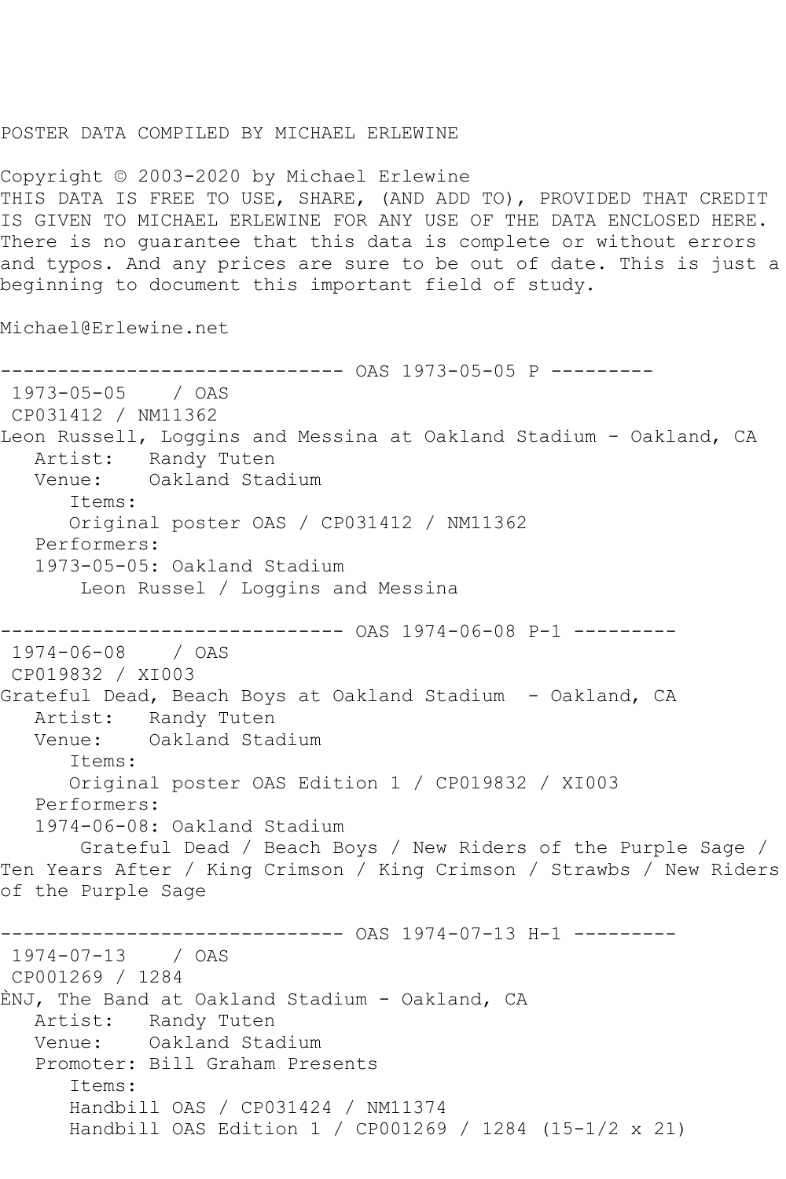POSTER DATA COMPILED BY MICHAEL ERLEWINE

Copyright © 2003-2020 by Michael Erlewine
THIS DATA IS FREE TO USE, SHARE, (AND ADD TO), PROVIDED THAT CREDIT IS GIVEN TO MICHAEL ERLEWINE FOR ANY USE OF THE DATA ENCLOSED HERE. There is no guarantee that this data is complete or without errors and typos. And any prices are sure to be out of date. This is just a beginning to document this important field of study.

Michael@Erlewine.net

------------------------------ OAS 1973-05-05 P ---------

1973-05-05 / OAS
CP031412 / NM11362
Leon Russell, Loggins and Messina at Oakland Stadium - Oakland, CA
Artist: Randy Tuten
Venue: Oakland Stadium
Items:
Original poster OAS / CP031412 / NM11362
Performers:
1973-05-05: Oakland Stadium
Leon Russel / Loggins and Messina

------------------------------ OAS 1974-06-08 P-1 ---------

1974-06-08 / OAS
CP019832 / XI003
Grateful Dead, Beach Boys at Oakland Stadium - Oakland, CA
Artist: Randy Tuten
Venue: Oakland Stadium
Items:
Original poster OAS Edition 1 / CP019832 / XI003
Performers:
1974-06-08: Oakland Stadium
Grateful Dead / Beach Boys / New Riders of the Purple Sage / Ten Years After / King Crimson / King Crimson / Strawbs / New Riders of the Purple Sage

------------------------------ OAS 1974-07-13 H-1 ---------

1974-07-13 / OAS
CP001269 / 1284
ÈNJ, The Band at Oakland Stadium - Oakland, CA
Artist: Randy Tuten
Venue: Oakland Stadium
Promoter: Bill Graham Presents
Items:
Handbill OAS / CP031424 / NM11374
Handbill OAS Edition 1 / CP001269 / 1284 (15-1/2 x 21)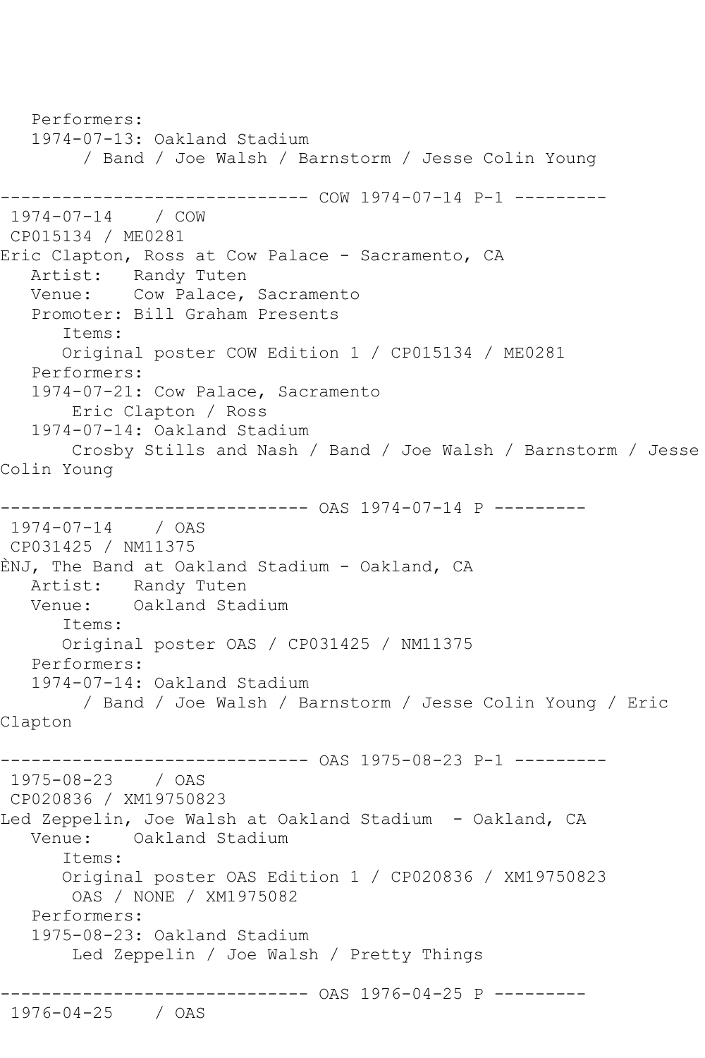```
   Performers:
   1974-07-13: Oakland Stadium
         / Band / Joe Walsh / Barnstorm / Jesse Colin Young

------------------------------ COW 1974-07-14 P-1 ---------
 1974-07-14    / COW
 CP015134 / ME0281
Eric Clapton, Ross at Cow Palace - Sacramento, CA
   Artist:   Randy Tuten
   Venue:    Cow Palace, Sacramento
   Promoter: Bill Graham Presents
      Items:
      Original poster COW Edition 1 / CP015134 / ME0281
   Performers:
   1974-07-21: Cow Palace, Sacramento
        Eric Clapton / Ross
   1974-07-14: Oakland Stadium
        Crosby Stills and Nash / Band / Joe Walsh / Barnstorm / Jesse
Colin Young

------------------------------ OAS 1974-07-14 P ---------
 1974-07-14    / OAS
 CP031425 / NM11375
ÈNJ, The Band at Oakland Stadium - Oakland, CA
   Artist:   Randy Tuten
   Venue:    Oakland Stadium
      Items:
      Original poster OAS / CP031425 / NM11375
   Performers:
   1974-07-14: Oakland Stadium
         / Band / Joe Walsh / Barnstorm / Jesse Colin Young / Eric
Clapton

------------------------------ OAS 1975-08-23 P-1 ---------
 1975-08-23    / OAS
 CP020836 / XM19750823
Led Zeppelin, Joe Walsh at Oakland Stadium  - Oakland, CA
   Venue:    Oakland Stadium
      Items:
      Original poster OAS Edition 1 / CP020836 / XM19750823
       OAS / NONE / XM1975082
   Performers:
   1975-08-23: Oakland Stadium
        Led Zeppelin / Joe Walsh / Pretty Things

------------------------------ OAS 1976-04-25 P ---------
 1976-04-25    / OAS
```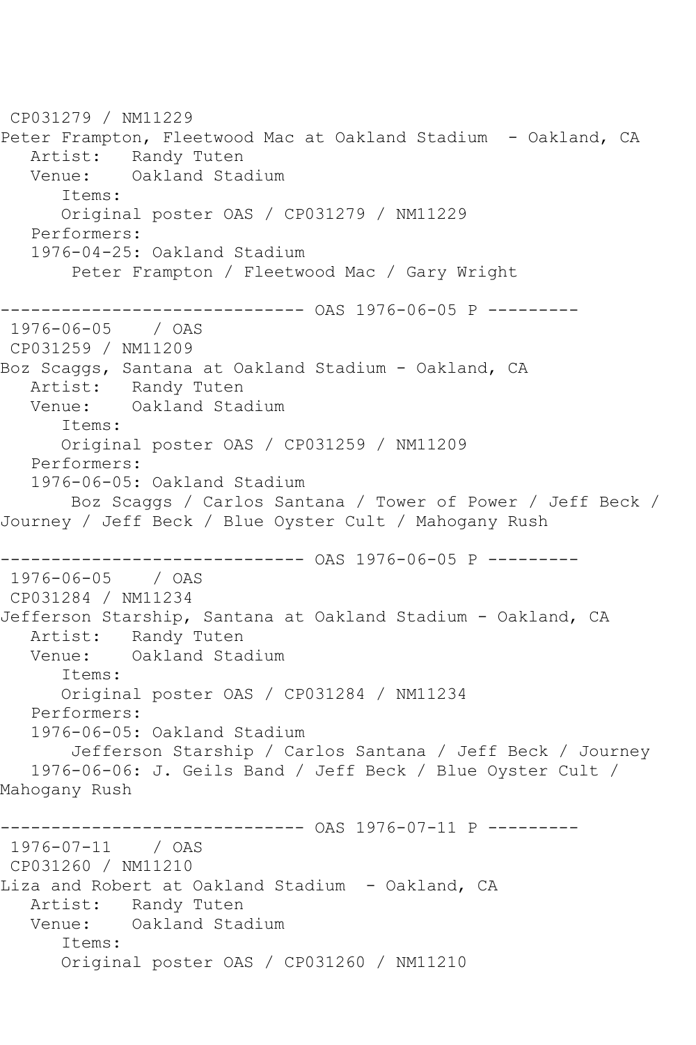CP031279 / NM11229
Peter Frampton, Fleetwood Mac at Oakland Stadium - Oakland, CA
   Artist: Randy Tuten
   Venue: Oakland Stadium
      Items:
      Original poster OAS / CP031279 / NM11229
   Performers:
   1976-04-25: Oakland Stadium
       Peter Frampton / Fleetwood Mac / Gary Wright

------------------------------ OAS 1976-06-05 P ---------
1976-06-05 / OAS
CP031259 / NM11209
Boz Scaggs, Santana at Oakland Stadium - Oakland, CA
   Artist: Randy Tuten
   Venue: Oakland Stadium
      Items:
      Original poster OAS / CP031259 / NM11209
   Performers:
   1976-06-05: Oakland Stadium
       Boz Scaggs / Carlos Santana / Tower of Power / Jeff Beck / Journey / Jeff Beck / Blue Oyster Cult / Mahogany Rush

------------------------------ OAS 1976-06-05 P ---------
1976-06-05 / OAS
CP031284 / NM11234
Jefferson Starship, Santana at Oakland Stadium - Oakland, CA
   Artist: Randy Tuten
   Venue: Oakland Stadium
      Items:
      Original poster OAS / CP031284 / NM11234
   Performers:
   1976-06-05: Oakland Stadium
       Jefferson Starship / Carlos Santana / Jeff Beck / Journey
   1976-06-06: J. Geils Band / Jeff Beck / Blue Oyster Cult / Mahogany Rush

------------------------------ OAS 1976-07-11 P ---------
1976-07-11 / OAS
CP031260 / NM11210
Liza and Robert at Oakland Stadium - Oakland, CA
   Artist: Randy Tuten
   Venue: Oakland Stadium
      Items:
      Original poster OAS / CP031260 / NM11210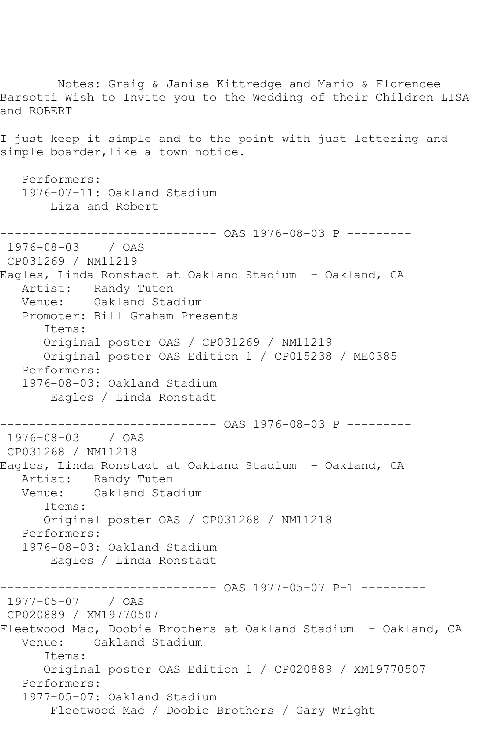```
        Notes: Graig & Janise Kittredge and Mario & Florencee
Barsotti Wish to Invite you to the Wedding of their Children LISA
and ROBERT

I just keep it simple and to the point with just lettering and
simple boarder,like a town notice.

   Performers:
   1976-07-11: Oakland Stadium
       Liza and Robert

------------------------------ OAS 1976-08-03 P ---------
 1976-08-03    / OAS
 CP031269 / NM11219
Eagles, Linda Ronstadt at Oakland Stadium  - Oakland, CA
   Artist:   Randy Tuten
   Venue:    Oakland Stadium
   Promoter: Bill Graham Presents
      Items:
      Original poster OAS / CP031269 / NM11219
      Original poster OAS Edition 1 / CP015238 / ME0385
   Performers:
   1976-08-03: Oakland Stadium
       Eagles / Linda Ronstadt

------------------------------ OAS 1976-08-03 P ---------
 1976-08-03    / OAS
 CP031268 / NM11218
Eagles, Linda Ronstadt at Oakland Stadium  - Oakland, CA
   Artist:   Randy Tuten
   Venue:    Oakland Stadium
      Items:
      Original poster OAS / CP031268 / NM11218
   Performers:
   1976-08-03: Oakland Stadium
       Eagles / Linda Ronstadt

------------------------------ OAS 1977-05-07 P-1 ---------
 1977-05-07    / OAS
 CP020889 / XM19770507
Fleetwood Mac, Doobie Brothers at Oakland Stadium  - Oakland, CA
   Venue:    Oakland Stadium
      Items:
      Original poster OAS Edition 1 / CP020889 / XM19770507
   Performers:
   1977-05-07: Oakland Stadium
       Fleetwood Mac / Doobie Brothers / Gary Wright
```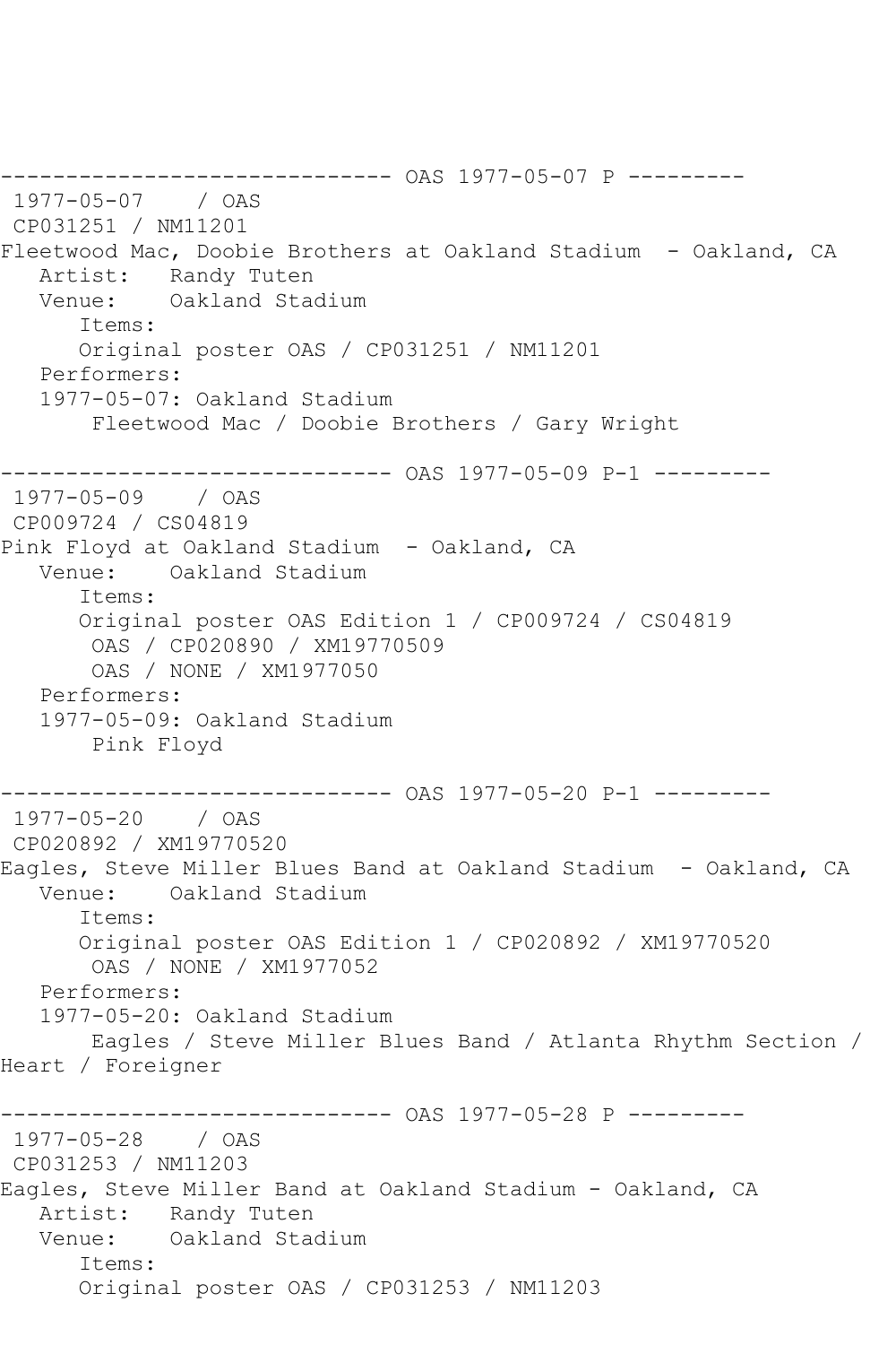------------------------------ OAS 1977-05-07 P ---------

1977-05-07 / OAS

CP031251 / NM11201

Fleetwood Mac, Doobie Brothers at Oakland Stadium - Oakland, CA

Artist: Randy Tuten

Venue: Oakland Stadium

Items:

Original poster OAS / CP031251 / NM11201

Performers:

1977-05-07: Oakland Stadium

Fleetwood Mac / Doobie Brothers / Gary Wright

------------------------------ OAS 1977-05-09 P-1 ---------

1977-05-09 / OAS

CP009724 / CS04819

Pink Floyd at Oakland Stadium - Oakland, CA

Venue: Oakland Stadium

Items:

Original poster OAS Edition 1 / CP009724 / CS04819

OAS / CP020890 / XM19770509

OAS / NONE / XM1977050

Performers:

1977-05-09: Oakland Stadium

Pink Floyd

------------------------------ OAS 1977-05-20 P-1 ---------

1977-05-20 / OAS

CP020892 / XM19770520

Eagles, Steve Miller Blues Band at Oakland Stadium - Oakland, CA

Venue: Oakland Stadium

Items:

Original poster OAS Edition 1 / CP020892 / XM19770520

OAS / NONE / XM1977052

Performers:

1977-05-20: Oakland Stadium

Eagles / Steve Miller Blues Band / Atlanta Rhythm Section / Heart / Foreigner

------------------------------ OAS 1977-05-28 P ---------

1977-05-28 / OAS

CP031253 / NM11203

Eagles, Steve Miller Band at Oakland Stadium - Oakland, CA

Artist: Randy Tuten

Venue: Oakland Stadium

Items:

Original poster OAS / CP031253 / NM11203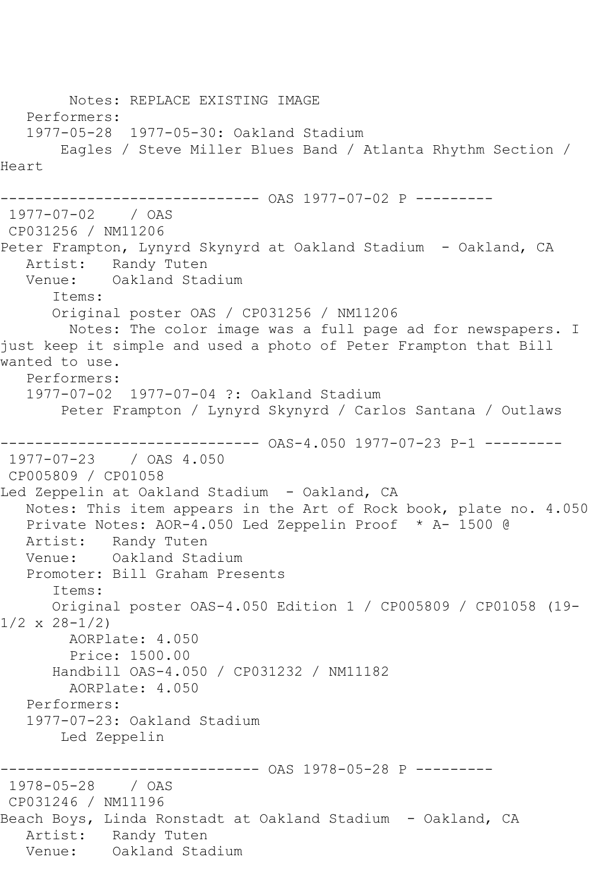Notes: REPLACE EXISTING IMAGE
Performers:
1977-05-28 1977-05-30: Oakland Stadium
Eagles / Steve Miller Blues Band / Atlanta Rhythm Section / Heart

------------------------------ OAS 1977-07-02 P ---------

1977-07-02 / OAS
CP031256 / NM11206
Peter Frampton, Lynyrd Skynyrd at Oakland Stadium - Oakland, CA
Artist: Randy Tuten
Venue: Oakland Stadium
Items:
Original poster OAS / CP031256 / NM11206
Notes: The color image was a full page ad for newspapers. I just keep it simple and used a photo of Peter Frampton that Bill wanted to use.
Performers:
1977-07-02 1977-07-04 ?: Oakland Stadium
Peter Frampton / Lynyrd Skynyrd / Carlos Santana / Outlaws

------------------------------ OAS-4.050 1977-07-23 P-1 ---------

1977-07-23 / OAS 4.050
CP005809 / CP01058
Led Zeppelin at Oakland Stadium - Oakland, CA
Notes: This item appears in the Art of Rock book, plate no. 4.050
Private Notes: AOR-4.050 Led Zeppelin Proof * A- 1500 @
Artist: Randy Tuten
Venue: Oakland Stadium
Promoter: Bill Graham Presents
Items:
Original poster OAS-4.050 Edition 1 / CP005809 / CP01058 (19-1/2 x 28-1/2)
AORPlate: 4.050
Price: 1500.00
Handbill OAS-4.050 / CP031232 / NM11182
AORPlate: 4.050
Performers:
1977-07-23: Oakland Stadium
Led Zeppelin

------------------------------ OAS 1978-05-28 P ---------

1978-05-28 / OAS
CP031246 / NM11196
Beach Boys, Linda Ronstadt at Oakland Stadium - Oakland, CA
Artist: Randy Tuten
Venue: Oakland Stadium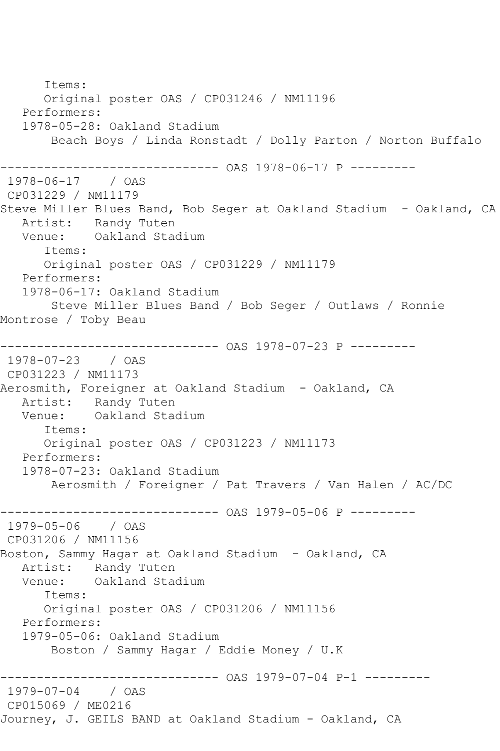Items:
Original poster OAS / CP031246 / NM11196

Performers:
1978-05-28: Oakland Stadium
Beach Boys / Linda Ronstadt / Dolly Parton / Norton Buffalo

------------------------------ OAS 1978-06-17 P ---------

1978-06-17 / OAS
CP031229 / NM11179
Steve Miller Blues Band, Bob Seger at Oakland Stadium - Oakland, CA
Artist: Randy Tuten
Venue: Oakland Stadium
Items:
Original poster OAS / CP031229 / NM11179
Performers:
1978-06-17: Oakland Stadium
Steve Miller Blues Band / Bob Seger / Outlaws / Ronnie Montrose / Toby Beau

------------------------------ OAS 1978-07-23 P ---------

1978-07-23 / OAS
CP031223 / NM11173
Aerosmith, Foreigner at Oakland Stadium - Oakland, CA
Artist: Randy Tuten
Venue: Oakland Stadium
Items:
Original poster OAS / CP031223 / NM11173
Performers:
1978-07-23: Oakland Stadium
Aerosmith / Foreigner / Pat Travers / Van Halen / AC/DC

------------------------------ OAS 1979-05-06 P ---------

1979-05-06 / OAS
CP031206 / NM11156
Boston, Sammy Hagar at Oakland Stadium - Oakland, CA
Artist: Randy Tuten
Venue: Oakland Stadium
Items:
Original poster OAS / CP031206 / NM11156
Performers:
1979-05-06: Oakland Stadium
Boston / Sammy Hagar / Eddie Money / U.K

------------------------------ OAS 1979-07-04 P-1 ---------

1979-07-04 / OAS
CP015069 / ME0216
Journey, J. GEILS BAND at Oakland Stadium - Oakland, CA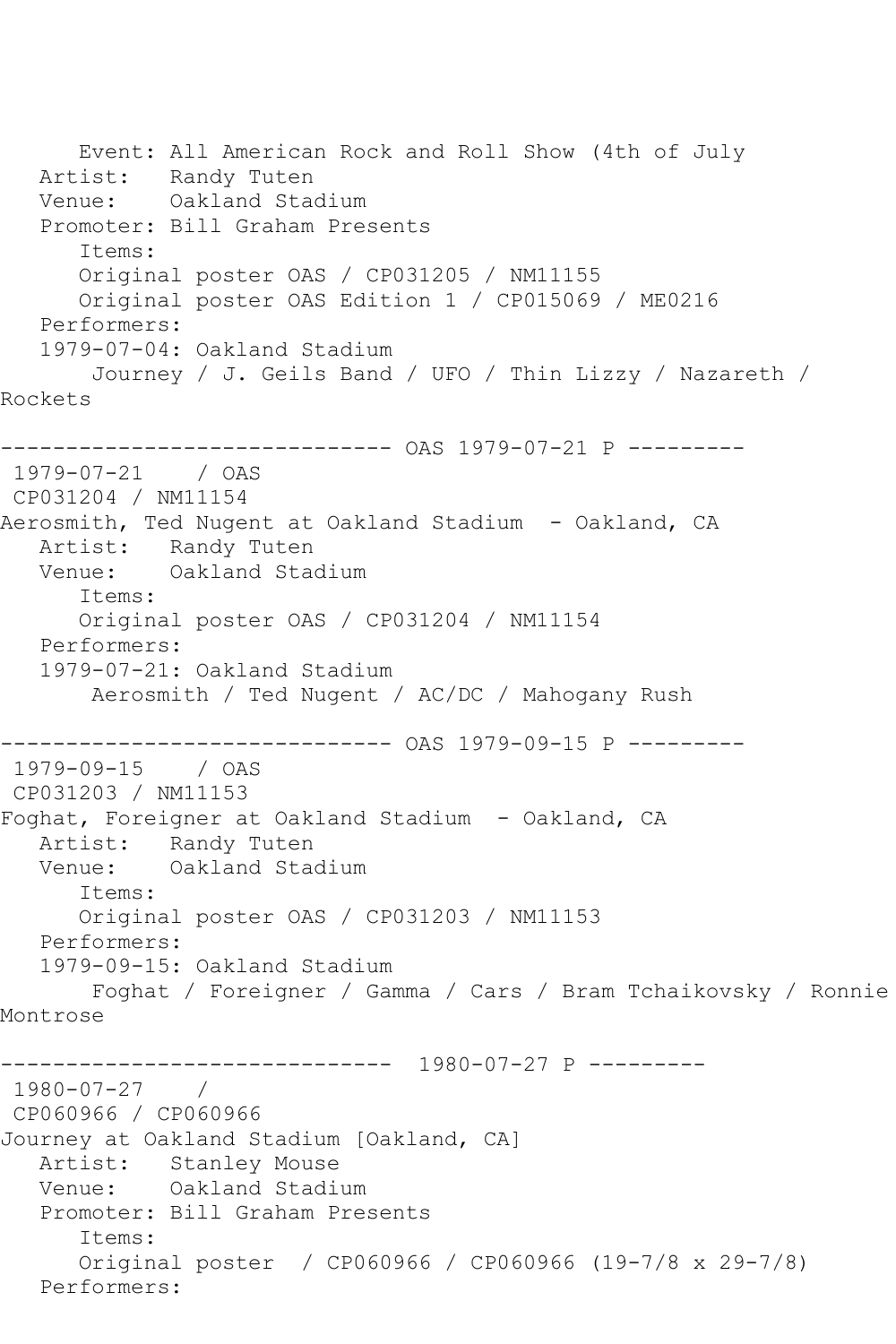```
      Event: All American Rock and Roll Show (4th of July
   Artist:   Randy Tuten
   Venue:    Oakland Stadium
   Promoter: Bill Graham Presents
      Items:
      Original poster OAS / CP031205 / NM11155
      Original poster OAS Edition 1 / CP015069 / ME0216
   Performers:
   1979-07-04: Oakland Stadium
       Journey / J. Geils Band / UFO / Thin Lizzy / Nazareth /
Rockets

------------------------------ OAS 1979-07-21 P ---------
 1979-07-21    / OAS
 CP031204 / NM11154
Aerosmith, Ted Nugent at Oakland Stadium  - Oakland, CA
   Artist:   Randy Tuten
   Venue:    Oakland Stadium
      Items:
      Original poster OAS / CP031204 / NM11154
   Performers:
   1979-07-21: Oakland Stadium
       Aerosmith / Ted Nugent / AC/DC / Mahogany Rush

------------------------------ OAS 1979-09-15 P ---------
 1979-09-15    / OAS
 CP031203 / NM11153
Foghat, Foreigner at Oakland Stadium  - Oakland, CA
   Artist:   Randy Tuten
   Venue:    Oakland Stadium
      Items:
      Original poster OAS / CP031203 / NM11153
   Performers:
   1979-09-15: Oakland Stadium
       Foghat / Foreigner / Gamma / Cars / Bram Tchaikovsky / Ronnie
Montrose

------------------------------  1980-07-27 P ---------
 1980-07-27    /
 CP060966 / CP060966
Journey at Oakland Stadium [Oakland, CA]
   Artist:   Stanley Mouse
   Venue:    Oakland Stadium
   Promoter: Bill Graham Presents
      Items:
      Original poster  / CP060966 / CP060966 (19-7/8 x 29-7/8)
   Performers:
```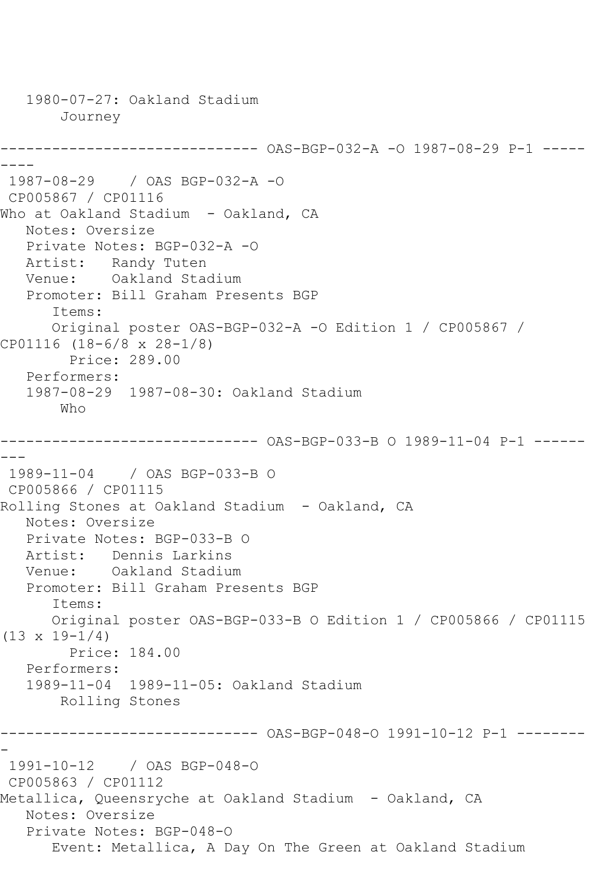1980-07-27: Oakland Stadium
       Journey

------------------------------ OAS-BGP-032-A -O 1987-08-29 P-1 ---------

1987-08-29    / OAS BGP-032-A -O
CP005867 / CP01116
Who at Oakland Stadium  - Oakland, CA
   Notes: Oversize
   Private Notes: BGP-032-A -O
   Artist:   Randy Tuten
   Venue:    Oakland Stadium
   Promoter: Bill Graham Presents BGP
      Items:
      Original poster OAS-BGP-032-A -O Edition 1 / CP005867 / CP01116 (18-6/8 x 28-1/8)
        Price: 289.00
   Performers:
   1987-08-29  1987-08-30: Oakland Stadium
       Who

------------------------------ OAS-BGP-033-B O 1989-11-04 P-1 ---------

1989-11-04    / OAS BGP-033-B O
CP005866 / CP01115
Rolling Stones at Oakland Stadium  - Oakland, CA
   Notes: Oversize
   Private Notes: BGP-033-B O
   Artist:   Dennis Larkins
   Venue:    Oakland Stadium
   Promoter: Bill Graham Presents BGP
      Items:
      Original poster OAS-BGP-033-B O Edition 1 / CP005866 / CP01115 (13 x 19-1/4)
        Price: 184.00
   Performers:
   1989-11-04  1989-11-05: Oakland Stadium
       Rolling Stones

------------------------------ OAS-BGP-048-O 1991-10-12 P-1 ---------

1991-10-12    / OAS BGP-048-O
CP005863 / CP01112
Metallica, Queensryche at Oakland Stadium  - Oakland, CA
   Notes: Oversize
   Private Notes: BGP-048-O
      Event: Metallica, A Day On The Green at Oakland Stadium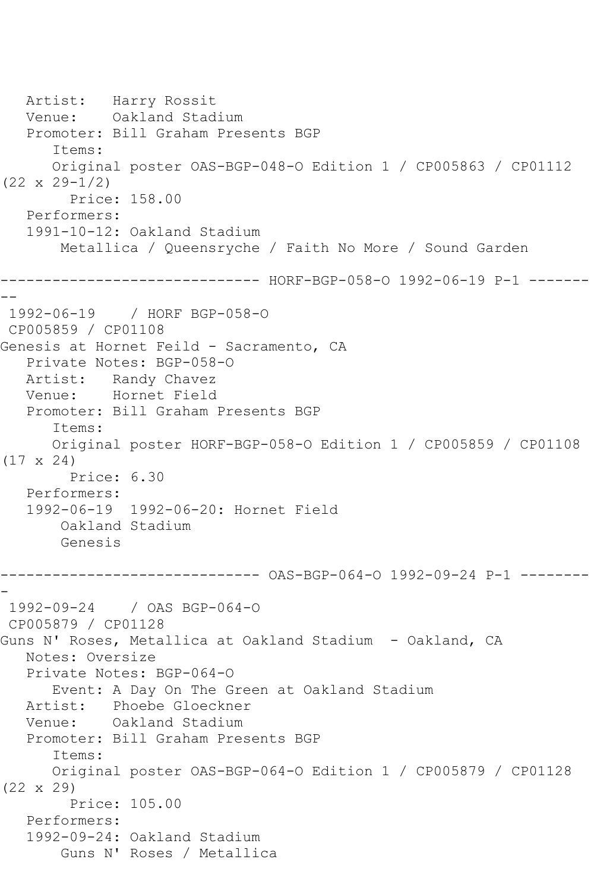Artist: Harry Rossit
Venue: Oakland Stadium
Promoter: Bill Graham Presents BGP
Items:
Original poster OAS-BGP-048-O Edition 1 / CP005863 / CP01112 (22 x 29-1/2)
Price: 158.00
Performers:
1991-10-12: Oakland Stadium
Metallica / Queensryche / Faith No More / Sound Garden

------------------------------ HORF-BGP-058-O 1992-06-19 P-1 ---------

1992-06-19 / HORF BGP-058-O
CP005859 / CP01108
Genesis at Hornet Feild - Sacramento, CA
Private Notes: BGP-058-O
Artist: Randy Chavez
Venue: Hornet Field
Promoter: Bill Graham Presents BGP
Items:
Original poster HORF-BGP-058-O Edition 1 / CP005859 / CP01108 (17 x 24)
Price: 6.30
Performers:
1992-06-19 1992-06-20: Hornet Field
Oakland Stadium
Genesis

------------------------------ OAS-BGP-064-O 1992-09-24 P-1 ---------

1992-09-24 / OAS BGP-064-O
CP005879 / CP01128
Guns N' Roses, Metallica at Oakland Stadium - Oakland, CA
Notes: Oversize
Private Notes: BGP-064-O
Event: A Day On The Green at Oakland Stadium
Artist: Phoebe Gloeckner
Venue: Oakland Stadium
Promoter: Bill Graham Presents BGP
Items:
Original poster OAS-BGP-064-O Edition 1 / CP005879 / CP01128 (22 x 29)
Price: 105.00
Performers:
1992-09-24: Oakland Stadium
Guns N' Roses / Metallica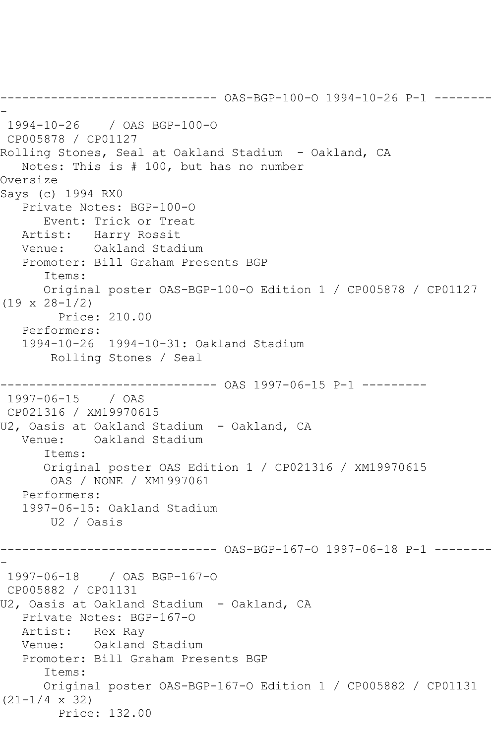```
------------------------------ OAS-BGP-100-O 1994-10-26 P-1 ---------
-
 1994-10-26    / OAS BGP-100-O
 CP005878 / CP01127
Rolling Stones, Seal at Oakland Stadium  - Oakland, CA
   Notes: This is # 100, but has no number
Oversize
Says (c) 1994 RX0
   Private Notes: BGP-100-O
      Event: Trick or Treat
   Artist:   Harry Rossit
   Venue:    Oakland Stadium
   Promoter: Bill Graham Presents BGP
      Items:
      Original poster OAS-BGP-100-O Edition 1 / CP005878 / CP01127
(19 x 28-1/2)
        Price: 210.00
   Performers:
   1994-10-26  1994-10-31: Oakland Stadium
       Rolling Stones / Seal

------------------------------ OAS 1997-06-15 P-1 ---------
 1997-06-15    / OAS
 CP021316 / XM19970615
U2, Oasis at Oakland Stadium  - Oakland, CA
   Venue:    Oakland Stadium
      Items:
      Original poster OAS Edition 1 / CP021316 / XM19970615
       OAS / NONE / XM1997061
   Performers:
   1997-06-15: Oakland Stadium
       U2 / Oasis

------------------------------ OAS-BGP-167-O 1997-06-18 P-1 ---------
-
 1997-06-18    / OAS BGP-167-O
 CP005882 / CP01131
U2, Oasis at Oakland Stadium  - Oakland, CA
   Private Notes: BGP-167-O
   Artist:   Rex Ray
   Venue:    Oakland Stadium
   Promoter: Bill Graham Presents BGP
      Items:
      Original poster OAS-BGP-167-O Edition 1 / CP005882 / CP01131
(21-1/4 x 32)
        Price: 132.00
```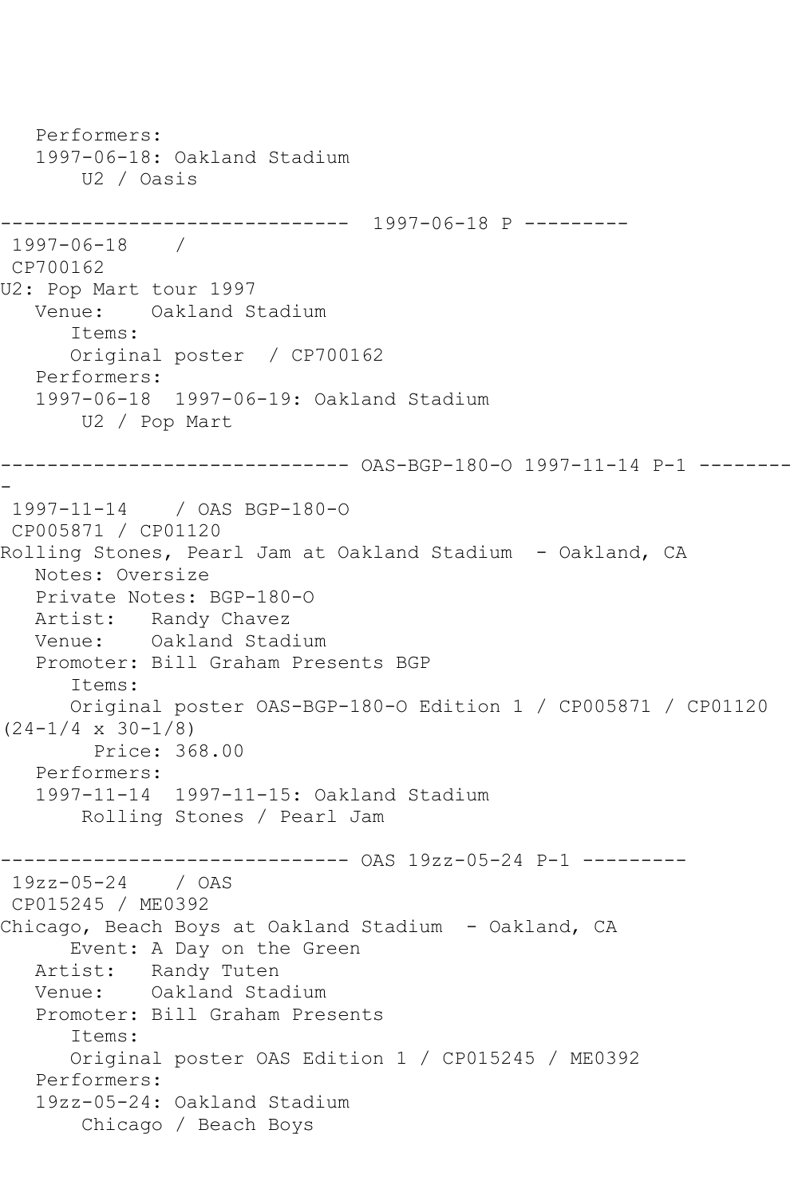```
   Performers:
   1997-06-18: Oakland Stadium
       U2 / Oasis

------------------------------  1997-06-18 P ---------
 1997-06-18    /
 CP700162
U2: Pop Mart tour 1997
   Venue:    Oakland Stadium
      Items:
      Original poster  / CP700162
   Performers:
   1997-06-18  1997-06-19: Oakland Stadium
       U2 / Pop Mart

------------------------------ OAS-BGP-180-O 1997-11-14 P-1 ---------
 1997-11-14    / OAS BGP-180-O
 CP005871 / CP01120
Rolling Stones, Pearl Jam at Oakland Stadium  - Oakland, CA
   Notes: Oversize
   Private Notes: BGP-180-O
   Artist:   Randy Chavez
   Venue:    Oakland Stadium
   Promoter: Bill Graham Presents BGP
      Items:
      Original poster OAS-BGP-180-O Edition 1 / CP005871 / CP01120
(24-1/4 x 30-1/8)
        Price: 368.00
   Performers:
   1997-11-14  1997-11-15: Oakland Stadium
       Rolling Stones / Pearl Jam

------------------------------ OAS 19zz-05-24 P-1 ---------
 19zz-05-24    / OAS
 CP015245 / ME0392
Chicago, Beach Boys at Oakland Stadium  - Oakland, CA
      Event: A Day on the Green
   Artist:   Randy Tuten
   Venue:    Oakland Stadium
   Promoter: Bill Graham Presents
      Items:
      Original poster OAS Edition 1 / CP015245 / ME0392
   Performers:
   19zz-05-24: Oakland Stadium
       Chicago / Beach Boys
```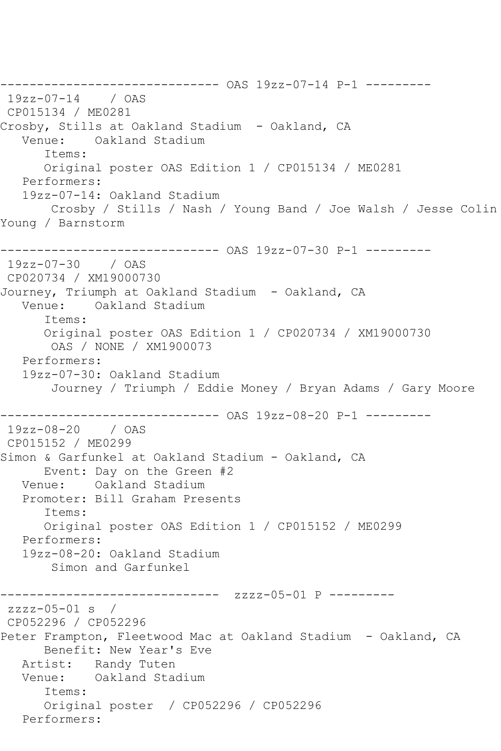------------------------------ OAS 19zz-07-14 P-1 ---------

19zz-07-14 / OAS

CP015134 / ME0281

Crosby, Stills at Oakland Stadium - Oakland, CA

Venue: Oakland Stadium

Items:

Original poster OAS Edition 1 / CP015134 / ME0281

Performers:

19zz-07-14: Oakland Stadium

Crosby / Stills / Nash / Young Band / Joe Walsh / Jesse Colin Young / Barnstorm

------------------------------ OAS 19zz-07-30 P-1 ---------

19zz-07-30 / OAS

CP020734 / XM19000730

Journey, Triumph at Oakland Stadium - Oakland, CA

Venue: Oakland Stadium

Items:

Original poster OAS Edition 1 / CP020734 / XM19000730

OAS / NONE / XM1900073

Performers:

19zz-07-30: Oakland Stadium

Journey / Triumph / Eddie Money / Bryan Adams / Gary Moore

------------------------------ OAS 19zz-08-20 P-1 ---------

19zz-08-20 / OAS

CP015152 / ME0299

Simon & Garfunkel at Oakland Stadium - Oakland, CA

Event: Day on the Green #2

Venue: Oakland Stadium

Promoter: Bill Graham Presents

Items:

Original poster OAS Edition 1 / CP015152 / ME0299

Performers:

19zz-08-20: Oakland Stadium

Simon and Garfunkel

------------------------------ zzzz-05-01 P ---------

zzzz-05-01 s /

CP052296 / CP052296

Peter Frampton, Fleetwood Mac at Oakland Stadium - Oakland, CA

Benefit: New Year's Eve

Artist: Randy Tuten

Venue: Oakland Stadium

Items:

Original poster / CP052296 / CP052296

Performers: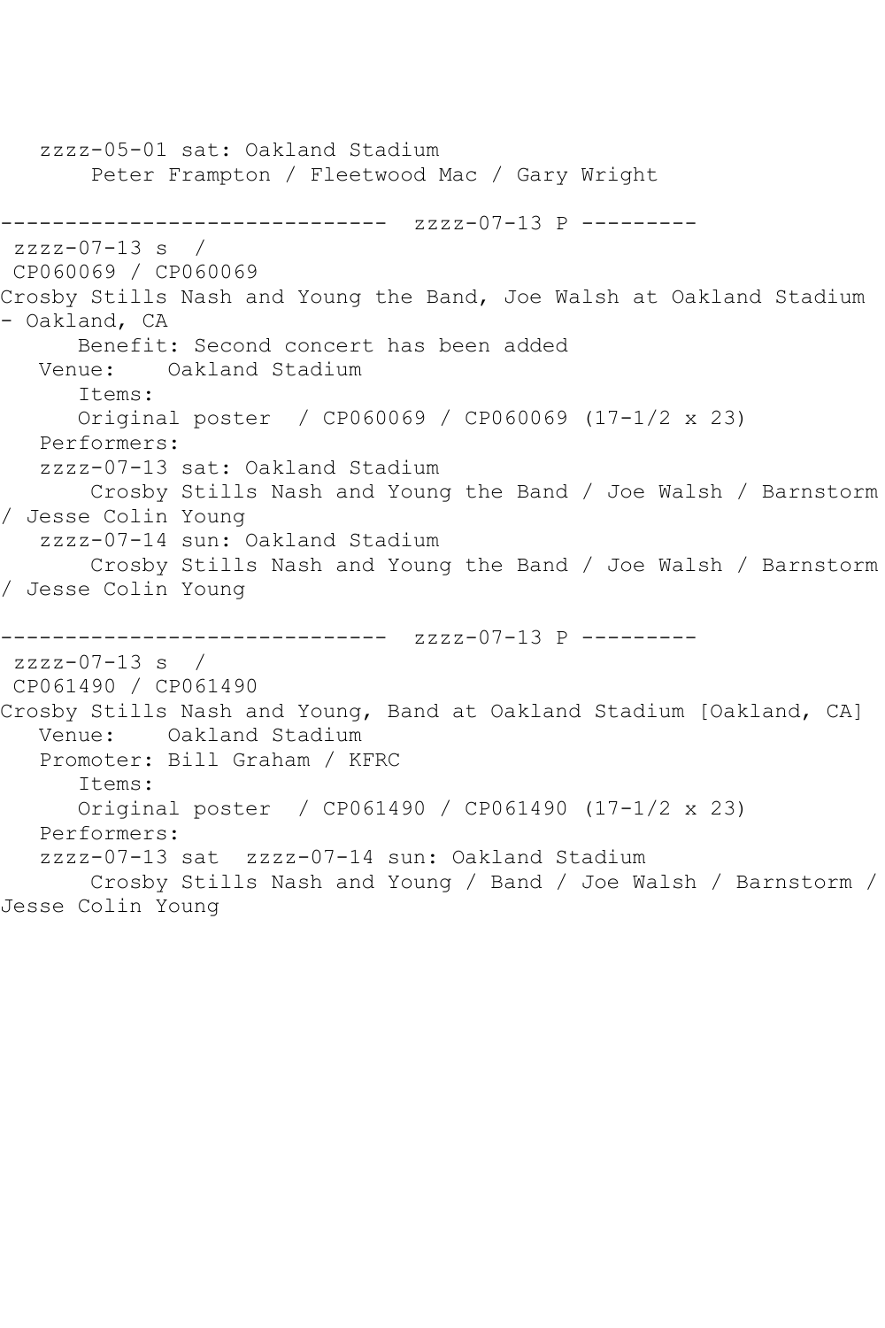zzzz-05-01 sat: Oakland Stadium
Peter Frampton / Fleetwood Mac / Gary Wright

------------------------------ zzzz-07-13 P ---------

zzzz-07-13 s /
CP060069 / CP060069
Crosby Stills Nash and Young the Band, Joe Walsh at Oakland Stadium - Oakland, CA
Benefit: Second concert has been added
Venue: Oakland Stadium
Items:
Original poster / CP060069 / CP060069 (17-1/2 x 23)
Performers:
zzzz-07-13 sat: Oakland Stadium
Crosby Stills Nash and Young the Band / Joe Walsh / Barnstorm / Jesse Colin Young
zzzz-07-14 sun: Oakland Stadium
Crosby Stills Nash and Young the Band / Joe Walsh / Barnstorm / Jesse Colin Young

------------------------------ zzzz-07-13 P ---------

zzzz-07-13 s /
CP061490 / CP061490
Crosby Stills Nash and Young, Band at Oakland Stadium [Oakland, CA]
Venue: Oakland Stadium
Promoter: Bill Graham / KFRC
Items:
Original poster / CP061490 / CP061490 (17-1/2 x 23)
Performers:
zzzz-07-13 sat zzzz-07-14 sun: Oakland Stadium
Crosby Stills Nash and Young / Band / Joe Walsh / Barnstorm / Jesse Colin Young